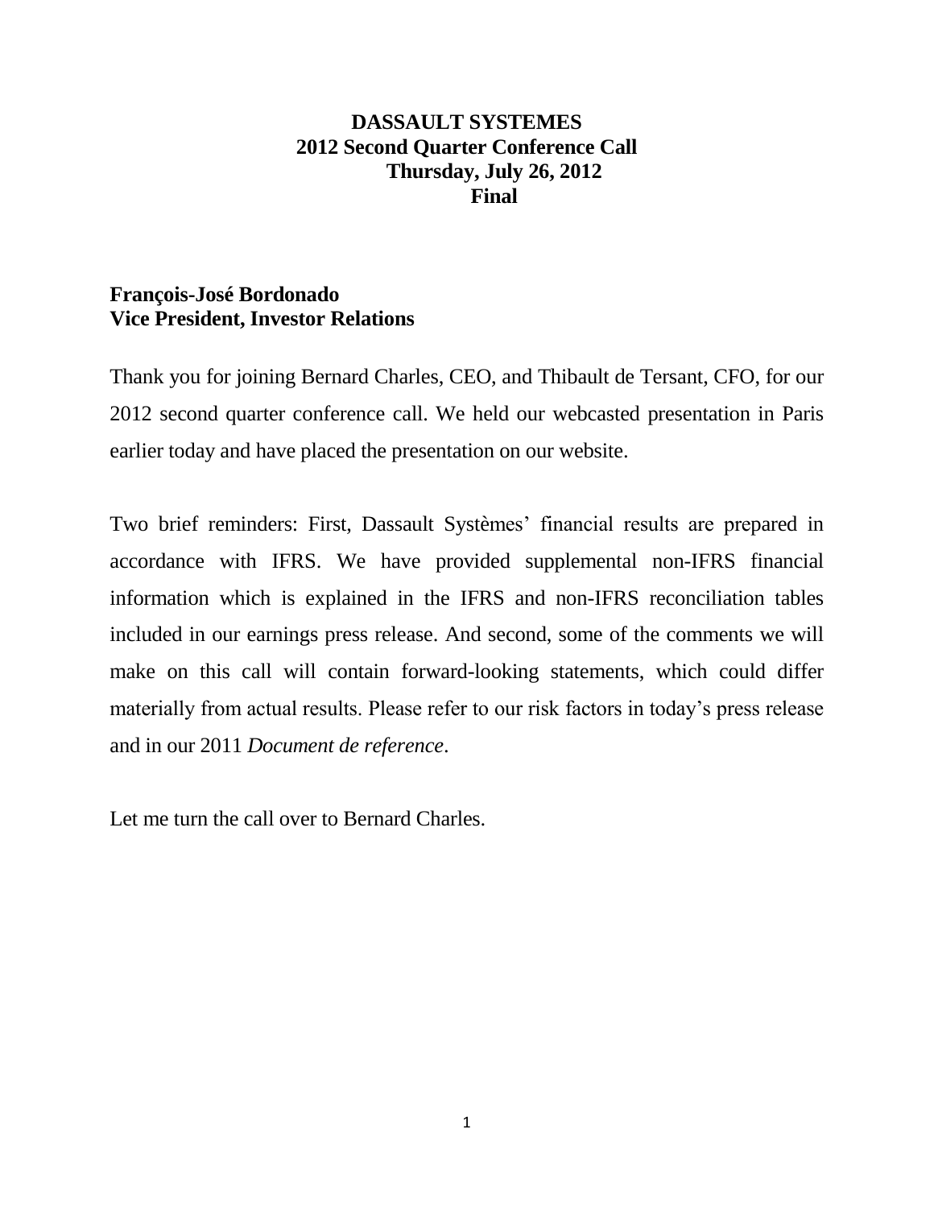# DASSAULT SYSTEMES
## 2012 Second Quarter Conference Call
### Thursday, July 26, 2012
### Final

**François-José Bordonado**
**Vice President, Investor Relations**

Thank you for joining Bernard Charles, CEO, and Thibault de Tersant, CFO, for our 2012 second quarter conference call. We held our webcasted presentation in Paris earlier today and have placed the presentation on our website.

Two brief reminders: First, Dassault Systèmes' financial results are prepared in accordance with IFRS. We have provided supplemental non-IFRS financial information which is explained in the IFRS and non-IFRS reconciliation tables included in our earnings press release. And second, some of the comments we will make on this call will contain forward-looking statements, which could differ materially from actual results. Please refer to our risk factors in today's press release and in our 2011 *Document de reference*.

Let me turn the call over to Bernard Charles.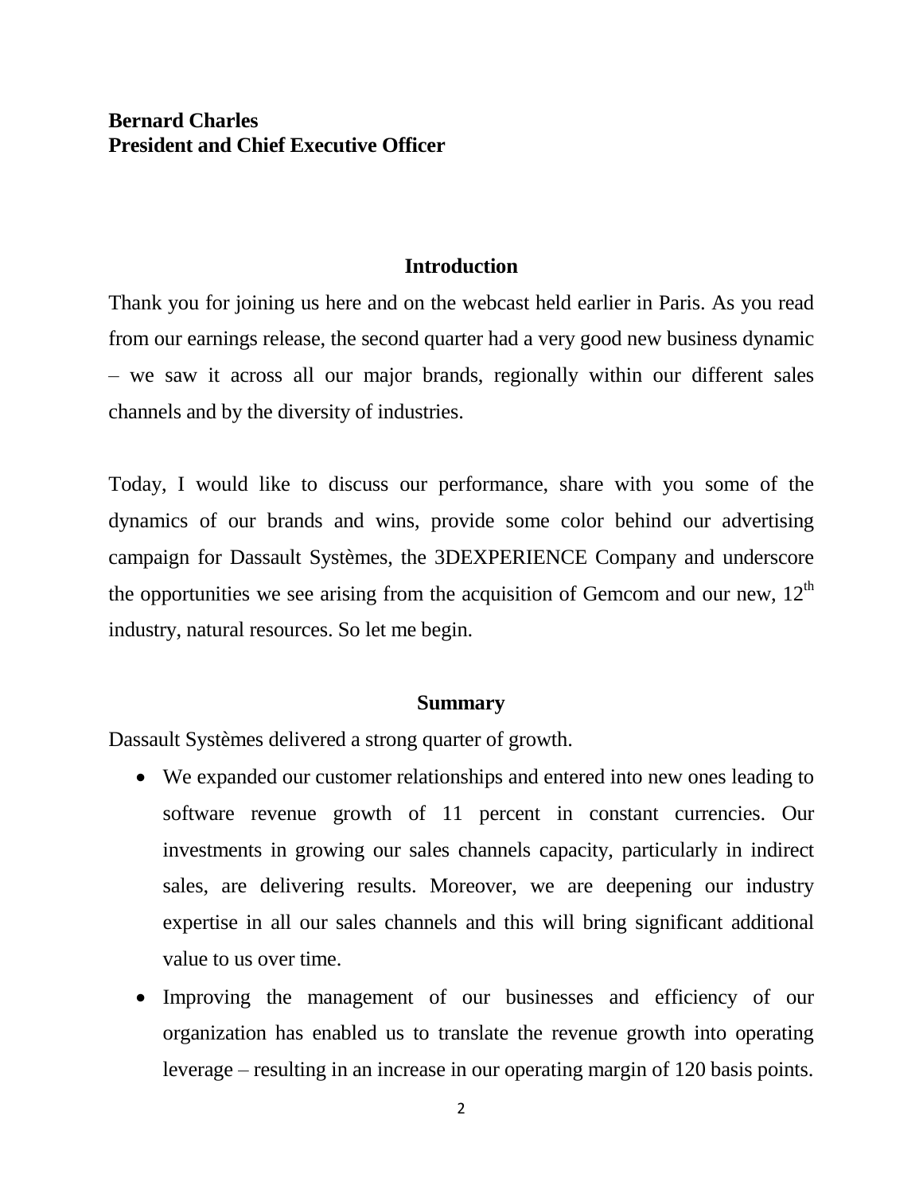**Bernard Charles**
**President and Chief Executive Officer**

## Introduction

Thank you for joining us here and on the webcast held earlier in Paris. As you read from our earnings release, the second quarter had a very good new business dynamic – we saw it across all our major brands, regionally within our different sales channels and by the diversity of industries.

Today, I would like to discuss our performance, share with you some of the dynamics of our brands and wins, provide some color behind our advertising campaign for Dassault Systèmes, the 3DEXPERIENCE Company and underscore the opportunities we see arising from the acquisition of Gemcom and our new, 12th industry, natural resources. So let me begin.

## Summary

Dassault Systèmes delivered a strong quarter of growth.

- We expanded our customer relationships and entered into new ones leading to software revenue growth of 11 percent in constant currencies. Our investments in growing our sales channels capacity, particularly in indirect sales, are delivering results. Moreover, we are deepening our industry expertise in all our sales channels and this will bring significant additional value to us over time.
- Improving the management of our businesses and efficiency of our organization has enabled us to translate the revenue growth into operating leverage – resulting in an increase in our operating margin of 120 basis points.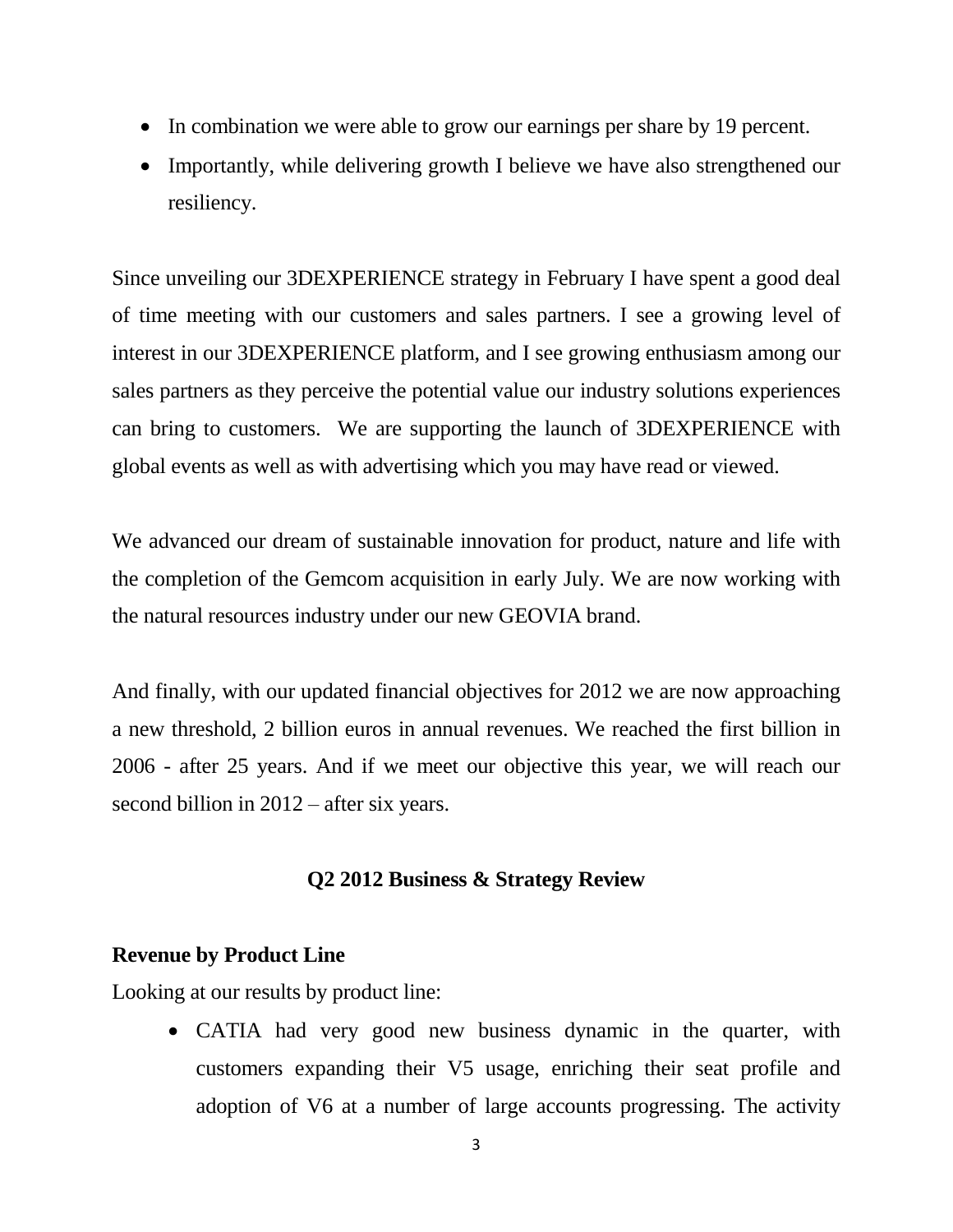- In combination we were able to grow our earnings per share by 19 percent.
- Importantly, while delivering growth I believe we have also strengthened our resiliency.

Since unveiling our 3DEXPERIENCE strategy in February I have spent a good deal of time meeting with our customers and sales partners. I see a growing level of interest in our 3DEXPERIENCE platform, and I see growing enthusiasm among our sales partners as they perceive the potential value our industry solutions experiences can bring to customers. We are supporting the launch of 3DEXPERIENCE with global events as well as with advertising which you may have read or viewed.

We advanced our dream of sustainable innovation for product, nature and life with the completion of the Gemcom acquisition in early July. We are now working with the natural resources industry under our new GEOVIA brand.

And finally, with our updated financial objectives for 2012 we are now approaching a new threshold, 2 billion euros in annual revenues. We reached the first billion in 2006 - after 25 years. And if we meet our objective this year, we will reach our second billion in 2012 – after six years.

## Q2 2012 Business & Strategy Review

### Revenue by Product Line

Looking at our results by product line:

- CATIA had very good new business dynamic in the quarter, with customers expanding their V5 usage, enriching their seat profile and adoption of V6 at a number of large accounts progressing. The activity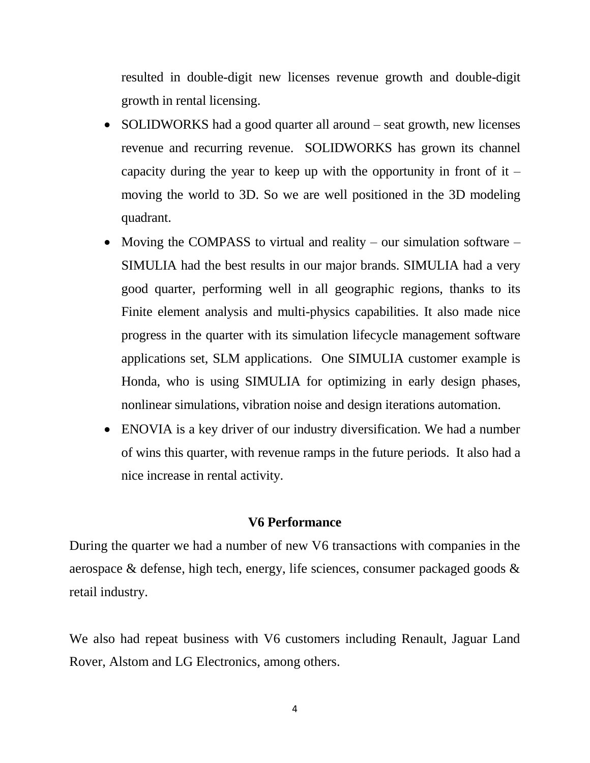resulted in double-digit new licenses revenue growth and double-digit growth in rental licensing.

- SOLIDWORKS had a good quarter all around – seat growth, new licenses revenue and recurring revenue. SOLIDWORKS has grown its channel capacity during the year to keep up with the opportunity in front of it – moving the world to 3D. So we are well positioned in the 3D modeling quadrant.
- Moving the COMPASS to virtual and reality – our simulation software – SIMULIA had the best results in our major brands. SIMULIA had a very good quarter, performing well in all geographic regions, thanks to its Finite element analysis and multi-physics capabilities. It also made nice progress in the quarter with its simulation lifecycle management software applications set, SLM applications. One SIMULIA customer example is Honda, who is using SIMULIA for optimizing in early design phases, nonlinear simulations, vibration noise and design iterations automation.
- ENOVIA is a key driver of our industry diversification. We had a number of wins this quarter, with revenue ramps in the future periods. It also had a nice increase in rental activity.

**V6 Performance**

During the quarter we had a number of new V6 transactions with companies in the aerospace & defense, high tech, energy, life sciences, consumer packaged goods & retail industry.

We also had repeat business with V6 customers including Renault, Jaguar Land Rover, Alstom and LG Electronics, among others.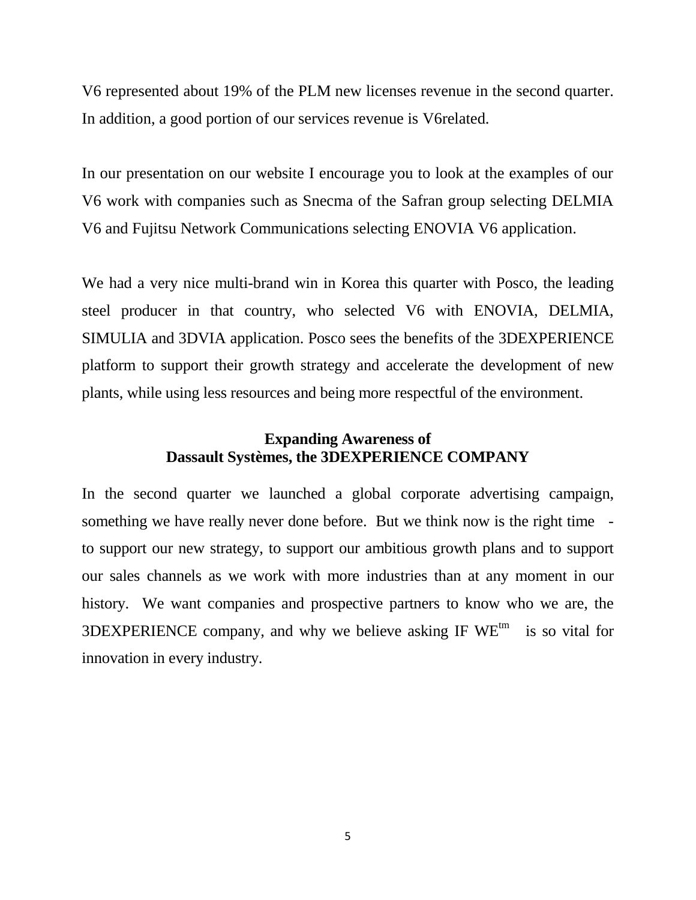V6 represented about 19% of the PLM new licenses revenue in the second quarter. In addition, a good portion of our services revenue is V6related.

In our presentation on our website I encourage you to look at the examples of our V6 work with companies such as Snecma of the Safran group selecting DELMIA V6 and Fujitsu Network Communications selecting ENOVIA V6 application.

We had a very nice multi-brand win in Korea this quarter with Posco, the leading steel producer in that country, who selected V6 with ENOVIA, DELMIA, SIMULIA and 3DVIA application. Posco sees the benefits of the 3DEXPERIENCE platform to support their growth strategy and accelerate the development of new plants, while using less resources and being more respectful of the environment.

## Expanding Awareness of Dassault Systèmes, the 3DEXPERIENCE COMPANY

In the second quarter we launched a global corporate advertising campaign, something we have really never done before. But we think now is the right time - to support our new strategy, to support our ambitious growth plans and to support our sales channels as we work with more industries than at any moment in our history. We want companies and prospective partners to know who we are, the 3DEXPERIENCE company, and why we believe asking IF WE™ is so vital for innovation in every industry.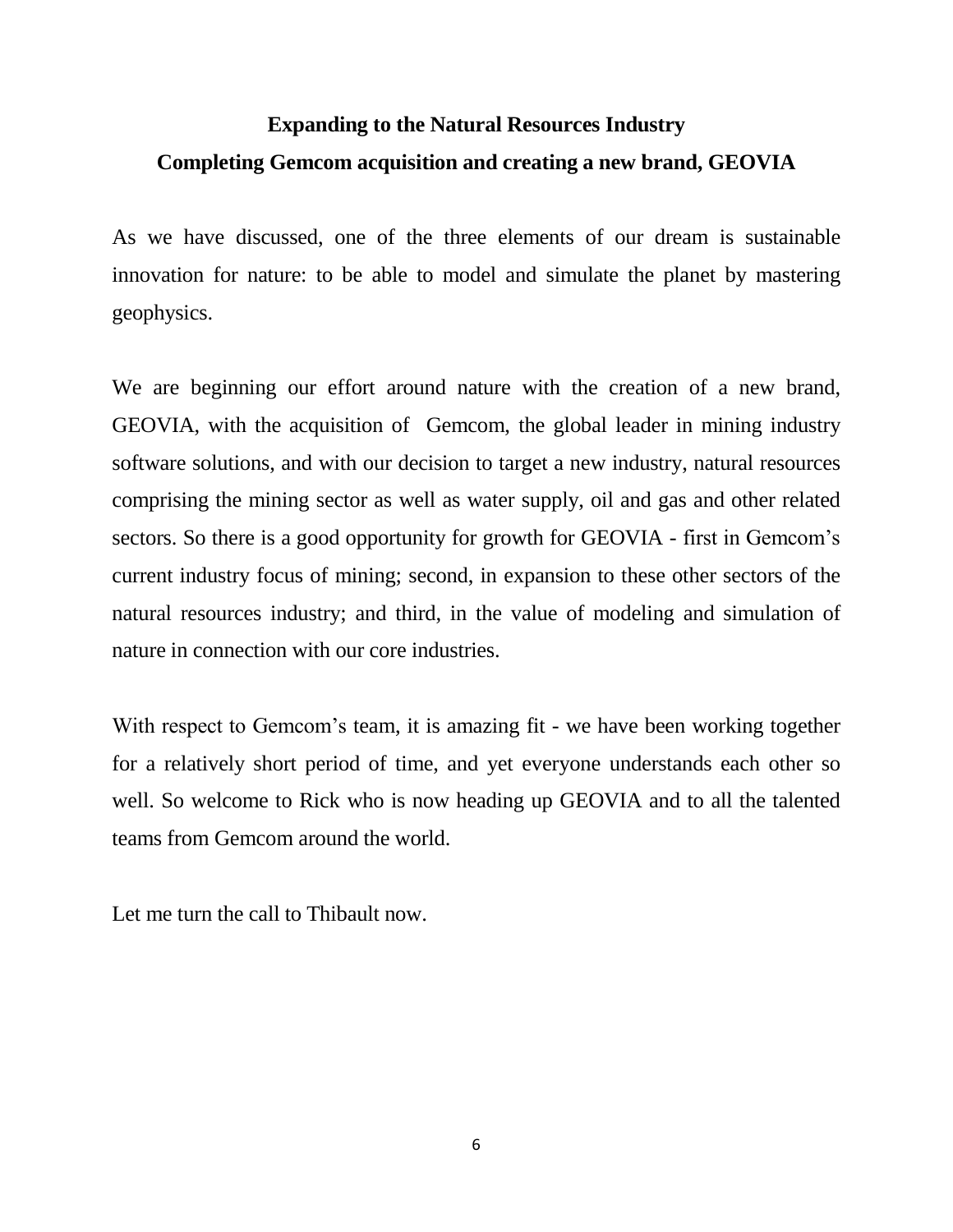## Expanding to the Natural Resources Industry

## Completing Gemcom acquisition and creating a new brand, GEOVIA

As we have discussed, one of the three elements of our dream is sustainable innovation for nature: to be able to model and simulate the planet by mastering geophysics.

We are beginning our effort around nature with the creation of a new brand, GEOVIA, with the acquisition of Gemcom, the global leader in mining industry software solutions, and with our decision to target a new industry, natural resources comprising the mining sector as well as water supply, oil and gas and other related sectors. So there is a good opportunity for growth for GEOVIA - first in Gemcom's current industry focus of mining; second, in expansion to these other sectors of the natural resources industry; and third, in the value of modeling and simulation of nature in connection with our core industries.

With respect to Gemcom's team, it is amazing fit - we have been working together for a relatively short period of time, and yet everyone understands each other so well. So welcome to Rick who is now heading up GEOVIA and to all the talented teams from Gemcom around the world.

Let me turn the call to Thibault now.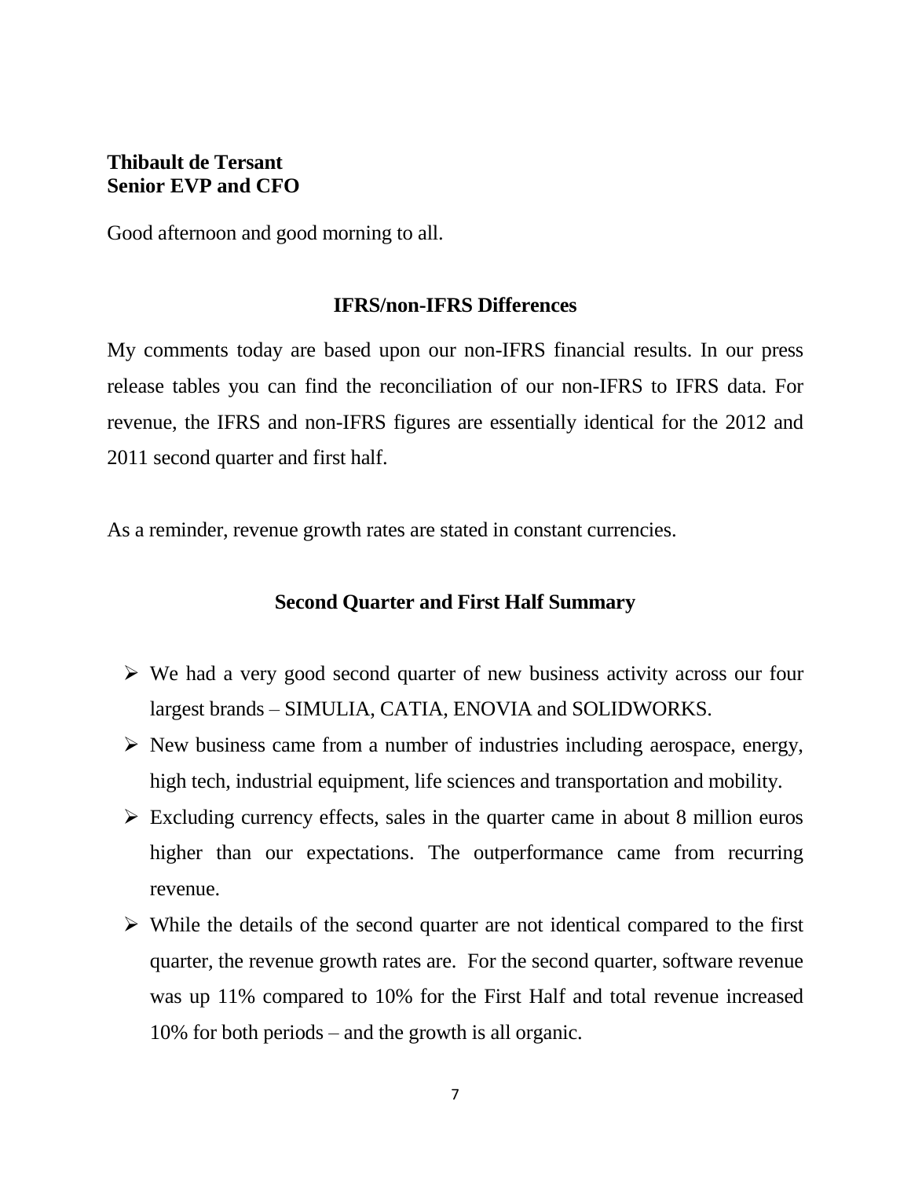**Thibault de Tersant**
**Senior EVP and CFO**

Good afternoon and good morning to all.

## IFRS/non-IFRS Differences

My comments today are based upon our non-IFRS financial results. In our press release tables you can find the reconciliation of our non-IFRS to IFRS data. For revenue, the IFRS and non-IFRS figures are essentially identical for the 2012 and 2011 second quarter and first half.

As a reminder, revenue growth rates are stated in constant currencies.

## Second Quarter and First Half Summary

- We had a very good second quarter of new business activity across our four largest brands – SIMULIA, CATIA, ENOVIA and SOLIDWORKS.
- New business came from a number of industries including aerospace, energy, high tech, industrial equipment, life sciences and transportation and mobility.
- Excluding currency effects, sales in the quarter came in about 8 million euros higher than our expectations. The outperformance came from recurring revenue.
- While the details of the second quarter are not identical compared to the first quarter, the revenue growth rates are. For the second quarter, software revenue was up 11% compared to 10% for the First Half and total revenue increased 10% for both periods – and the growth is all organic.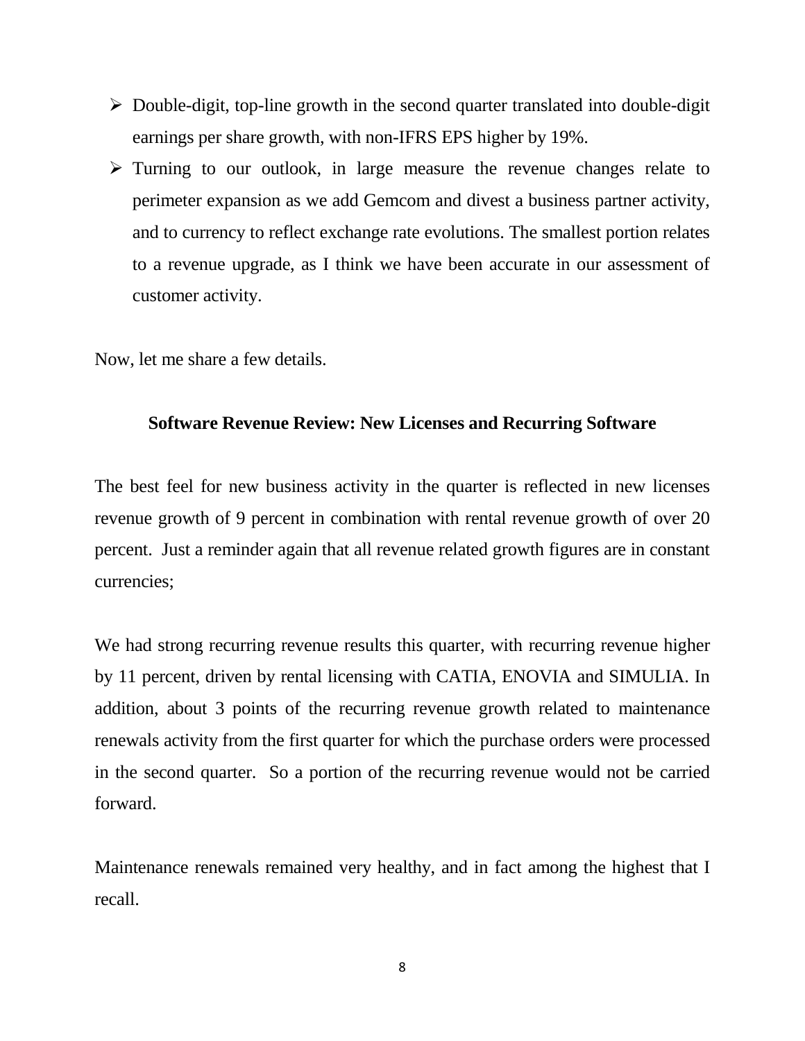- Double-digit, top-line growth in the second quarter translated into double-digit earnings per share growth, with non-IFRS EPS higher by 19%.
- Turning to our outlook, in large measure the revenue changes relate to perimeter expansion as we add Gemcom and divest a business partner activity, and to currency to reflect exchange rate evolutions. The smallest portion relates to a revenue upgrade, as I think we have been accurate in our assessment of customer activity.

Now, let me share a few details.

**Software Revenue Review: New Licenses and Recurring Software**

The best feel for new business activity in the quarter is reflected in new licenses revenue growth of 9 percent in combination with rental revenue growth of over 20 percent. Just a reminder again that all revenue related growth figures are in constant currencies;

We had strong recurring revenue results this quarter, with recurring revenue higher by 11 percent, driven by rental licensing with CATIA, ENOVIA and SIMULIA. In addition, about 3 points of the recurring revenue growth related to maintenance renewals activity from the first quarter for which the purchase orders were processed in the second quarter. So a portion of the recurring revenue would not be carried forward.

Maintenance renewals remained very healthy, and in fact among the highest that I recall.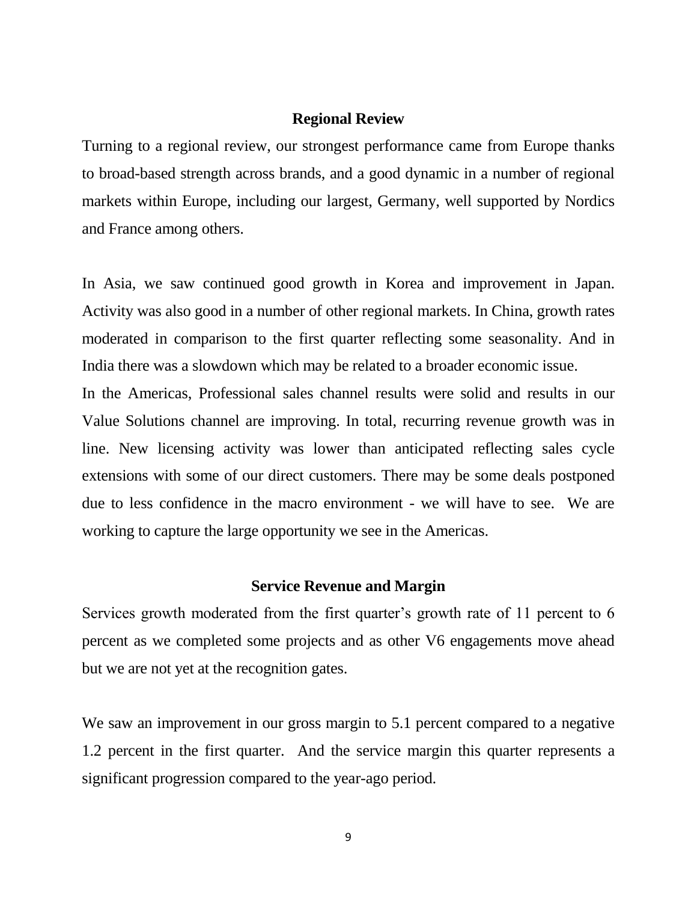## Regional Review

Turning to a regional review, our strongest performance came from Europe thanks to broad-based strength across brands, and a good dynamic in a number of regional markets within Europe, including our largest, Germany, well supported by Nordics and France among others.

In Asia, we saw continued good growth in Korea and improvement in Japan. Activity was also good in a number of other regional markets. In China, growth rates moderated in comparison to the first quarter reflecting some seasonality. And in India there was a slowdown which may be related to a broader economic issue.

In the Americas, Professional sales channel results were solid and results in our Value Solutions channel are improving. In total, recurring revenue growth was in line. New licensing activity was lower than anticipated reflecting sales cycle extensions with some of our direct customers. There may be some deals postponed due to less confidence in the macro environment - we will have to see. We are working to capture the large opportunity we see in the Americas.

## Service Revenue and Margin

Services growth moderated from the first quarter's growth rate of 11 percent to 6 percent as we completed some projects and as other V6 engagements move ahead but we are not yet at the recognition gates.

We saw an improvement in our gross margin to 5.1 percent compared to a negative 1.2 percent in the first quarter. And the service margin this quarter represents a significant progression compared to the year-ago period.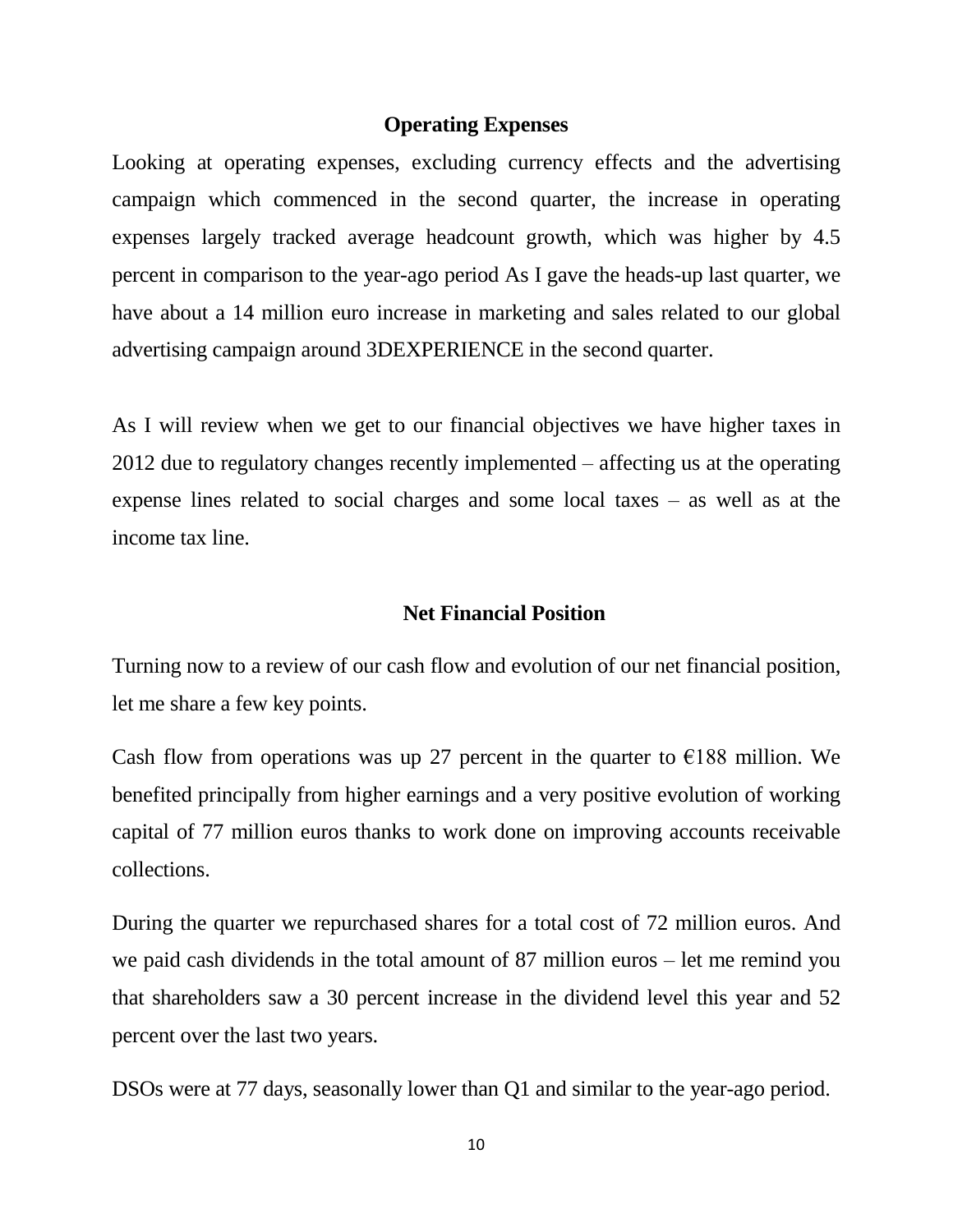## Operating Expenses

Looking at operating expenses, excluding currency effects and the advertising campaign which commenced in the second quarter, the increase in operating expenses largely tracked average headcount growth, which was higher by 4.5 percent in comparison to the year-ago period As I gave the heads-up last quarter, we have about a 14 million euro increase in marketing and sales related to our global advertising campaign around 3DEXPERIENCE in the second quarter.

As I will review when we get to our financial objectives we have higher taxes in 2012 due to regulatory changes recently implemented – affecting us at the operating expense lines related to social charges and some local taxes – as well as at the income tax line.

## Net Financial Position

Turning now to a review of our cash flow and evolution of our net financial position, let me share a few key points.

Cash flow from operations was up 27 percent in the quarter to €188 million. We benefited principally from higher earnings and a very positive evolution of working capital of 77 million euros thanks to work done on improving accounts receivable collections.

During the quarter we repurchased shares for a total cost of 72 million euros. And we paid cash dividends in the total amount of 87 million euros – let me remind you that shareholders saw a 30 percent increase in the dividend level this year and 52 percent over the last two years.

DSOs were at 77 days, seasonally lower than Q1 and similar to the year-ago period.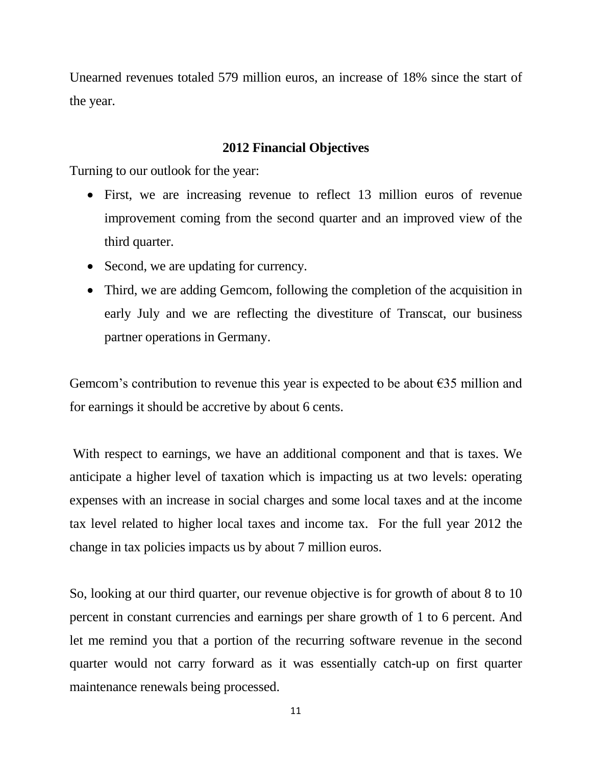Unearned revenues totaled 579 million euros, an increase of 18% since the start of the year.

## 2012 Financial Objectives

Turning to our outlook for the year:

- First, we are increasing revenue to reflect 13 million euros of revenue improvement coming from the second quarter and an improved view of the third quarter.
- Second, we are updating for currency.
- Third, we are adding Gemcom, following the completion of the acquisition in early July and we are reflecting the divestiture of Transcat, our business partner operations in Germany.

Gemcom's contribution to revenue this year is expected to be about €35 million and for earnings it should be accretive by about 6 cents.

With respect to earnings, we have an additional component and that is taxes. We anticipate a higher level of taxation which is impacting us at two levels: operating expenses with an increase in social charges and some local taxes and at the income tax level related to higher local taxes and income tax. For the full year 2012 the change in tax policies impacts us by about 7 million euros.

So, looking at our third quarter, our revenue objective is for growth of about 8 to 10 percent in constant currencies and earnings per share growth of 1 to 6 percent. And let me remind you that a portion of the recurring software revenue in the second quarter would not carry forward as it was essentially catch-up on first quarter maintenance renewals being processed.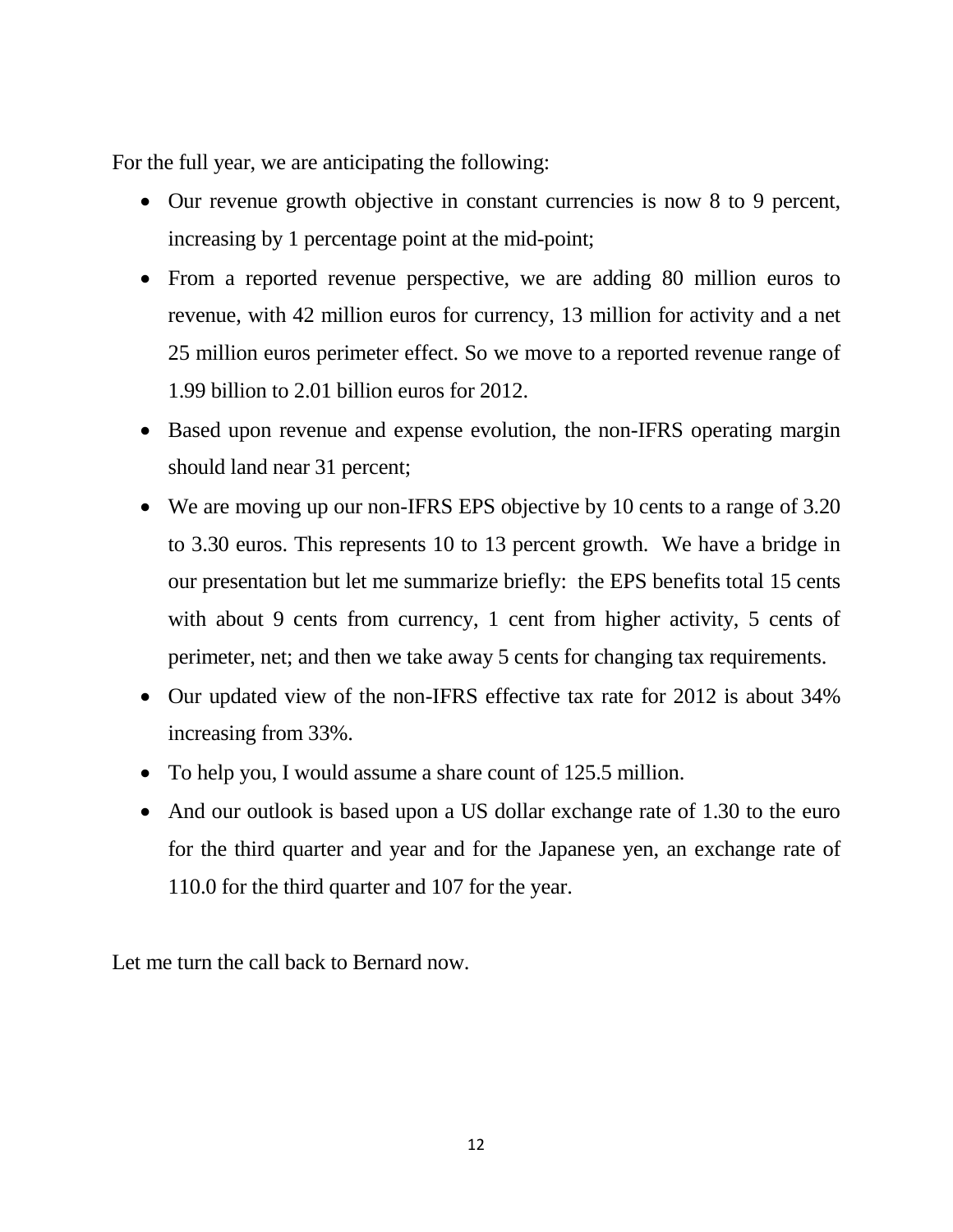For the full year, we are anticipating the following:

- Our revenue growth objective in constant currencies is now 8 to 9 percent, increasing by 1 percentage point at the mid-point;
- From a reported revenue perspective, we are adding 80 million euros to revenue, with 42 million euros for currency, 13 million for activity and a net 25 million euros perimeter effect. So we move to a reported revenue range of 1.99 billion to 2.01 billion euros for 2012.
- Based upon revenue and expense evolution, the non-IFRS operating margin should land near 31 percent;
- We are moving up our non-IFRS EPS objective by 10 cents to a range of 3.20 to 3.30 euros. This represents 10 to 13 percent growth. We have a bridge in our presentation but let me summarize briefly: the EPS benefits total 15 cents with about 9 cents from currency, 1 cent from higher activity, 5 cents of perimeter, net; and then we take away 5 cents for changing tax requirements.
- Our updated view of the non-IFRS effective tax rate for 2012 is about 34% increasing from 33%.
- To help you, I would assume a share count of 125.5 million.
- And our outlook is based upon a US dollar exchange rate of 1.30 to the euro for the third quarter and year and for the Japanese yen, an exchange rate of 110.0 for the third quarter and 107 for the year.

Let me turn the call back to Bernard now.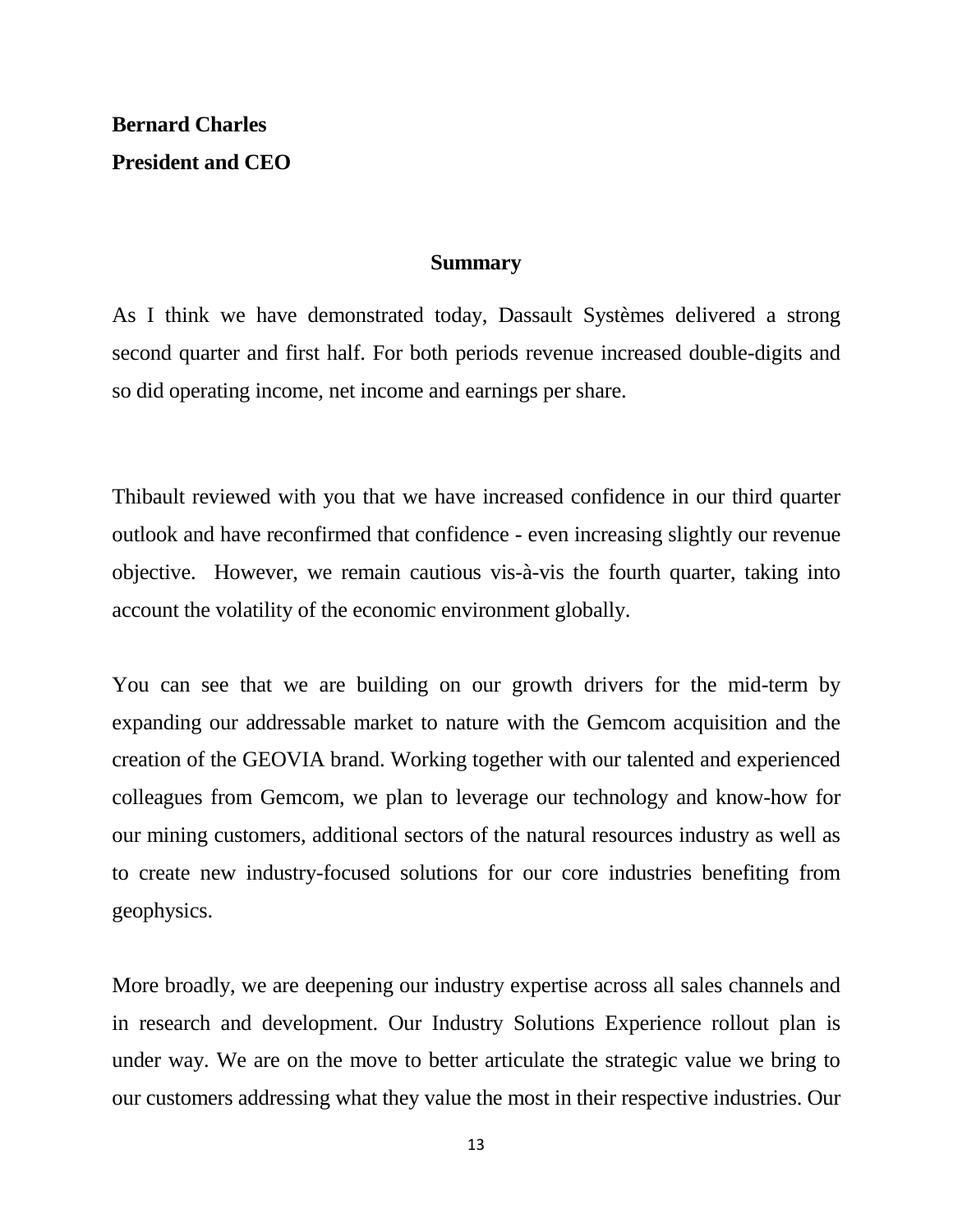**Bernard Charles**

**President and CEO**

## Summary

As I think we have demonstrated today, Dassault Systèmes delivered a strong second quarter and first half. For both periods revenue increased double-digits and so did operating income, net income and earnings per share.

Thibault reviewed with you that we have increased confidence in our third quarter outlook and have reconfirmed that confidence - even increasing slightly our revenue objective. However, we remain cautious vis-à-vis the fourth quarter, taking into account the volatility of the economic environment globally.

You can see that we are building on our growth drivers for the mid-term by expanding our addressable market to nature with the Gemcom acquisition and the creation of the GEOVIA brand. Working together with our talented and experienced colleagues from Gemcom, we plan to leverage our technology and know-how for our mining customers, additional sectors of the natural resources industry as well as to create new industry-focused solutions for our core industries benefiting from geophysics.

More broadly, we are deepening our industry expertise across all sales channels and in research and development. Our Industry Solutions Experience rollout plan is under way. We are on the move to better articulate the strategic value we bring to our customers addressing what they value the most in their respective industries. Our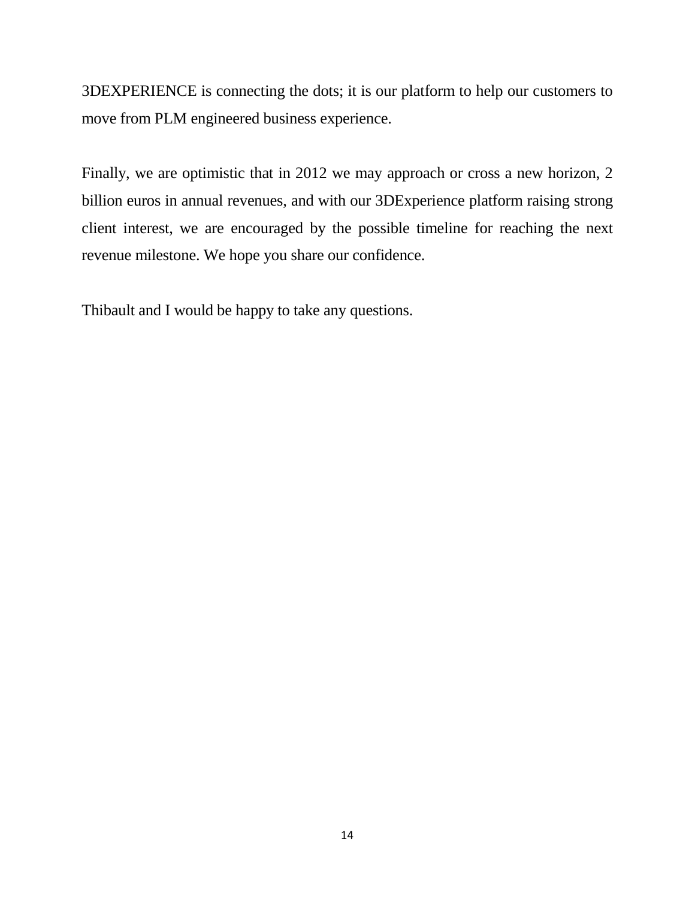3DEXPERIENCE is connecting the dots; it is our platform to help our customers to move from PLM engineered business experience.

Finally, we are optimistic that in 2012 we may approach or cross a new horizon, 2 billion euros in annual revenues, and with our 3DExperience platform raising strong client interest, we are encouraged by the possible timeline for reaching the next revenue milestone. We hope you share our confidence.

Thibault and I would be happy to take any questions.